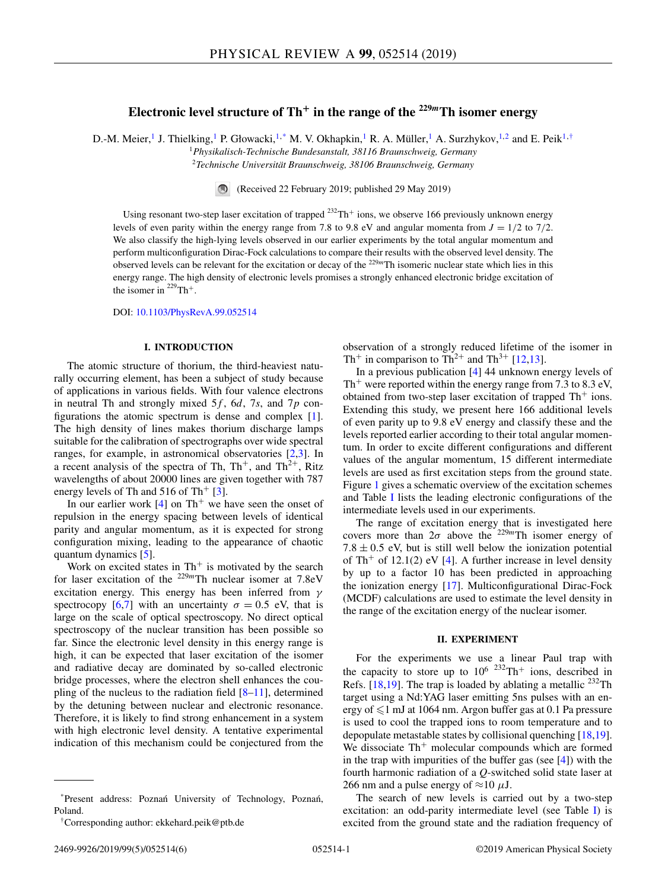# Electronic level structure of $Th^+$ in the range of the $^{229m}$Th isomer energy

D.-M. Meier,[1] J. Thielking,[1] P. Głowacki,[1,*] M. V. Okhapkin,[1] R. A. Müller,[1] A. Surzhykov,[1,2] and E. Peik[1,†]

[1] Physikalisch-Technische Bundesanstalt, 38116 Braunschweig, Germany

[2] Technische Universität Braunschweig, 38106 Braunschweig, Germany

(Received 22 February 2019; published 29 May 2019)

Using resonant two-step laser excitation of trapped $^{232}Th^+$ ions, we observe 166 previously unknown energy levels of even parity within the energy range from 7.8 to 9.8 eV and angular momenta from $J = 1/2$ to $7/2$. We also classify the high-lying levels observed in our earlier experiments by the total angular momentum and perform multiconfiguration Dirac-Fock calculations to compare their results with the observed level density. The observed levels can be relevant for the excitation or decay of the $^{229m}$Th isomeric nuclear state which lies in this energy range. The high density of electronic levels promises a strongly enhanced electronic bridge excitation of the isomer in $^{229}Th^+$.

DOI: 10.1103/PhysRevA.99.052514

## I. INTRODUCTION

The atomic structure of thorium, the third-heaviest naturally occurring element, has been a subject of study because of applications in various fields. With four valence electrons in neutral Th and strongly mixed $5f$, $6d$, $7s$, and $7p$ configurations the atomic spectrum is dense and complex [1]. The high density of lines makes thorium discharge lamps suitable for the calibration of spectrographs over wide spectral ranges, for example, in astronomical observatories [2,3]. In a recent analysis of the spectra of Th, $Th^+$, and $Th^{2+}$, Ritz wavelengths of about 20000 lines are given together with 787 energy levels of Th and 516 of $Th^+$ [3].

In our earlier work [4] on $Th^+$ we have seen the onset of repulsion in the energy spacing between levels of identical parity and angular momentum, as it is expected for strong configuration mixing, leading to the appearance of chaotic quantum dynamics [5].

Work on excited states in $Th^+$ is motivated by the search for laser excitation of the $^{229m}$Th nuclear isomer at 7.8eV excitation energy. This energy has been inferred from $\gamma$ spectroscopy [6,7] with an uncertainty $\sigma = 0.5$ eV, that is large on the scale of optical spectroscopy. No direct optical spectroscopy of the nuclear transition has been possible so far. Since the electronic level density in this energy range is high, it can be expected that laser excitation of the isomer and radiative decay are dominated by so-called electronic bridge processes, where the electron shell enhances the coupling of the nucleus to the radiation field [8–11], determined by the detuning between nuclear and electronic resonance. Therefore, it is likely to find strong enhancement in a system with high electronic level density. A tentative experimental indication of this mechanism could be conjectured from the observation of a strongly reduced lifetime of the isomer in $Th^+$ in comparison to $Th^{2+}$ and $Th^{3+}$ [12,13].

In a previous publication [4] 44 unknown energy levels of $Th^+$ were reported within the energy range from 7.3 to 8.3 eV, obtained from two-step laser excitation of trapped $Th^+$ ions. Extending this study, we present here 166 additional levels of even parity up to 9.8 eV energy and classify these and the levels reported earlier according to their total angular momentum. In order to excite different configurations and different values of the angular momentum, 15 different intermediate levels are used as first excitation steps from the ground state. Figure 1 gives a schematic overview of the excitation schemes and Table I lists the leading electronic configurations of the intermediate levels used in our experiments.

The range of excitation energy that is investigated here covers more than $2\sigma$ above the $^{229m}$Th isomer energy of $7.8 \pm 0.5$ eV, but is still well below the ionization potential of $Th^+$ of 12.1(2) eV [4]. A further increase in level density by up to a factor 10 has been predicted in approaching the ionization energy [17]. Multiconfigurational Dirac-Fock (MCDF) calculations are used to estimate the level density in the range of the excitation energy of the nuclear isomer.

## II. EXPERIMENT

For the experiments we use a linear Paul trap with the capacity to store up to $10^6$ $^{232}Th^+$ ions, described in Refs. [18,19]. The trap is loaded by ablating a metallic $^{232}$Th target using a Nd:YAG laser emitting 5ns pulses with an energy of $\leqslant 1$ mJ at 1064 nm. Argon buffer gas at 0.1 Pa pressure is used to cool the trapped ions to room temperature and to depopulate metastable states by collisional quenching [18,19]. We dissociate $Th^+$ molecular compounds which are formed in the trap with impurities of the buffer gas (see [4]) with the fourth harmonic radiation of a $Q$-switched solid state laser at 266 nm and a pulse energy of $\approx 10$ $\mu$J.

The search of new levels is carried out by a two-step excitation: an odd-parity intermediate level (see Table I) is excited from the ground state and the radiation frequency of

*Present address: Poznań University of Technology, Poznań, Poland.

†Corresponding author: ekkehard.peik@ptb.de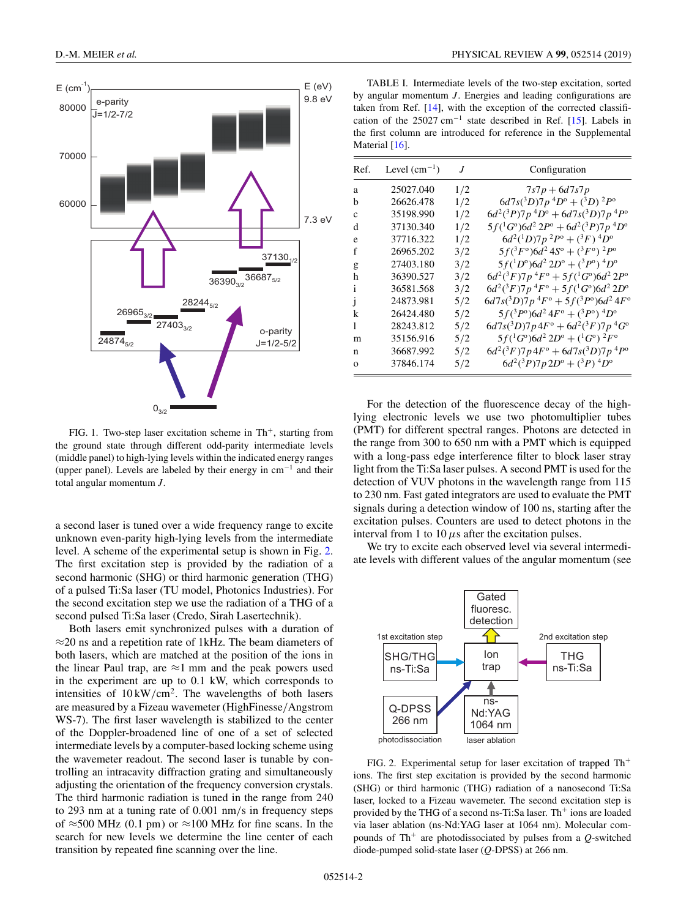FIG. 1. Two-step laser excitation scheme in Th$^+$, starting from the ground state through different odd-parity intermediate levels (middle panel) to high-lying levels within the indicated energy ranges (upper panel). Levels are labeled by their energy in cm$^{-1}$ and their total angular momentum $J$.

a second laser is tuned over a wide frequency range to excite unknown even-parity high-lying levels from the intermediate level. A scheme of the experimental setup is shown in Fig. 2. The first excitation step is provided by the radiation of a second harmonic (SHG) or third harmonic generation (THG) of a pulsed Ti:Sa laser (TU model, Photonics Industries). For the second excitation step we use the radiation of a THG of a second pulsed Ti:Sa laser (Credo, Sirah Lasertechnik).

Both lasers emit synchronized pulses with a duration of ≈20 ns and a repetition rate of 1kHz. The beam diameters of both lasers, which are matched at the position of the ions in the linear Paul trap, are ≈1 mm and the peak powers used in the experiment are up to 0.1 kW, which corresponds to intensities of 10 kW/cm$^2$. The wavelengths of both lasers are measured by a Fizeau wavemeter (HighFinesse/Angstrom WS-7). The first laser wavelength is stabilized to the center of the Doppler-broadened line of one of a set of selected intermediate levels by a computer-based locking scheme using the wavemeter readout. The second laser is tunable by controlling an intracavity diffraction grating and simultaneously adjusting the orientation of the frequency conversion crystals. The third harmonic radiation is tuned in the range from 240 to 293 nm at a tuning rate of 0.001 nm/s in frequency steps of ≈500 MHz (0.1 pm) or ≈100 MHz for fine scans. In the search for new levels we determine the line center of each transition by repeated fine scanning over the line.

TABLE I. Intermediate levels of the two-step excitation, sorted by angular momentum $J$. Energies and leading configurations are taken from Ref. [14], with the exception of the corrected classification of the 25027 cm$^{-1}$ state described in Ref. [15]. Labels in the first column are introduced for reference in the Supplemental Material [16].

| Ref. | Level (cm$^{-1}$) | $J$ | Configuration |
|---|---|---|---|
| a | 25027.040 | 1/2 | $7s7p + 6d7s7p$ |
| b | 26626.478 | 1/2 | $6d7s(^3D)7p\,^4D^o + (^3D)\,^2P^o$ |
| c | 35198.990 | 1/2 | $6d^2(^3P)7p\,^4D^o + 6d7s(^3D)7p\,^4P^o$ |
| d | 37130.340 | 1/2 | $5f(^1G^o)6d^2\,2P^o + 6d^2(^3P)7p\,^4D^o$ |
| e | 37716.322 | 1/2 | $6d^2(^1D)7p\,^2P^o + (^3F)\,^4D^o$ |
| f | 26965.202 | 3/2 | $5f(^3F^o)6d^2\,4S^o + (^3F^o)\,^2P^o$ |
| g | 27403.180 | 3/2 | $5f(^1D^o)6d^2\,2D^o + (^3P^o)\,^4D^o$ |
| h | 36390.527 | 3/2 | $6d^2(^3F)7p\,^4F^o + 5f(^1G^o)6d^2\,2P^o$ |
| i | 36581.568 | 3/2 | $6d^2(^3F)7p\,^4F^o + 5f(^1G^o)6d^2\,2D^o$ |
| j | 24873.981 | 5/2 | $6d7s(^3D)7p\,^4F^o + 5f(^3P^o)6d^2\,4F^o$ |
| k | 26424.480 | 5/2 | $5f(^3P^o)6d^2\,4F^o + (^3P^o)\,^4D^o$ |
| l | 28243.812 | 5/2 | $6d7s(^3D)7p\,4F^o + 6d^2(^3F)7p\,^4G^o$ |
| m | 35156.916 | 5/2 | $5f(^1G^o)6d^2\,2D^o + (^1G^o)\,^2F^o$ |
| n | 36687.992 | 5/2 | $6d^2(^3F)7p\,4F^o + 6d7s(^3D)7p\,^4P^o$ |
| o | 37846.174 | 5/2 | $6d^2(^3P)7p\,2D^o + (^3P)\,^4D^o$ |

For the detection of the fluorescence decay of the high-lying electronic levels we use two photomultiplier tubes (PMT) for different spectral ranges. Photons are detected in the range from 300 to 650 nm with a PMT which is equipped with a long-pass edge interference filter to block laser stray light from the Ti:Sa laser pulses. A second PMT is used for the detection of VUV photons in the wavelength range from 115 to 230 nm. Fast gated integrators are used to evaluate the PMT signals during a detection window of 100 ns, starting after the excitation pulses. Counters are used to detect photons in the interval from 1 to 10 $\mu$s after the excitation pulses.

We try to excite each observed level via several intermediate levels with different values of the angular momentum (see

FIG. 2. Experimental setup for laser excitation of trapped Th$^+$ ions. The first step excitation is provided by the second harmonic (SHG) or third harmonic (THG) radiation of a nanosecond Ti:Sa laser, locked to a Fizeau wavemeter. The second excitation step is provided by the THG of a second ns-Ti:Sa laser. Th$^+$ ions are loaded via laser ablation (ns-Nd:YAG laser at 1064 nm). Molecular compounds of Th$^+$ are photodissociated by pulses from a $Q$-switched diode-pumped solid-state laser ($Q$-DPSS) at 266 nm.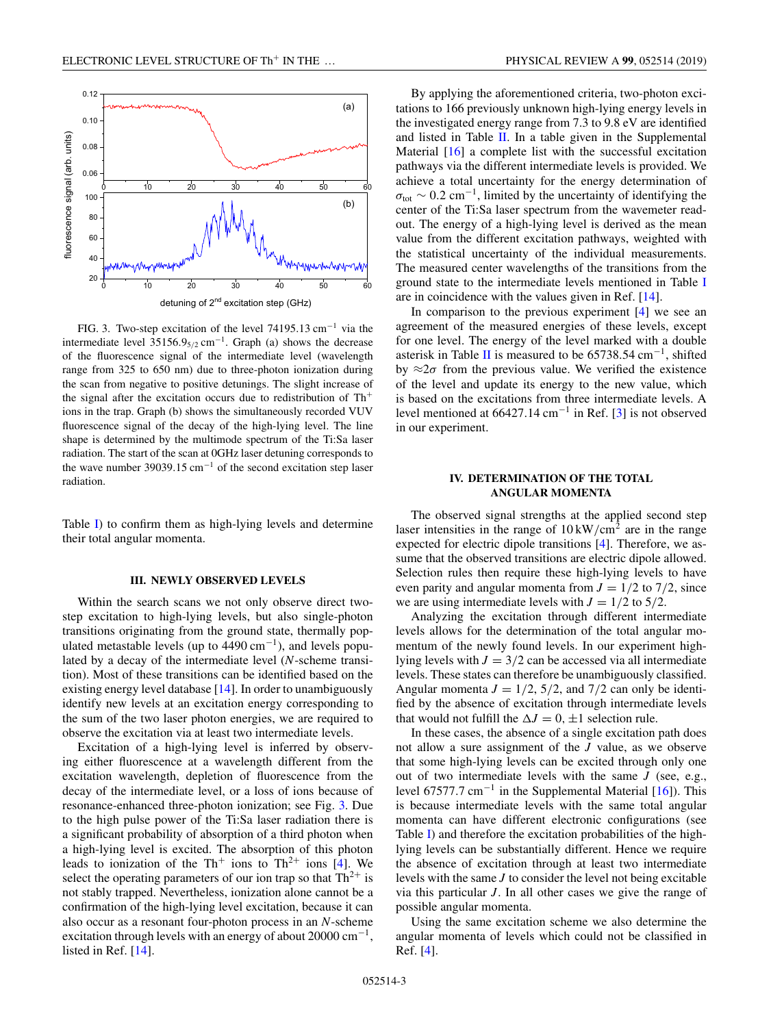FIG. 3. Two-step excitation of the level 74195.13 cm$^{-1}$ via the intermediate level 35156.9$_{5/2}$ cm$^{-1}$. Graph (a) shows the decrease of the fluorescence signal of the intermediate level (wavelength range from 325 to 650 nm) due to three-photon ionization during the scan from negative to positive detunings. The slight increase of the signal after the excitation occurs due to redistribution of Th$^+$ ions in the trap. Graph (b) shows the simultaneously recorded VUV fluorescence signal of the decay of the high-lying level. The line shape is determined by the multimode spectrum of the Ti:Sa laser radiation. The start of the scan at 0GHz laser detuning corresponds to the wave number 39039.15 cm$^{-1}$ of the second excitation step laser radiation.

Table I) to confirm them as high-lying levels and determine their total angular momenta.

## III. NEWLY OBSERVED LEVELS

Within the search scans we not only observe direct two-step excitation to high-lying levels, but also single-photon transitions originating from the ground state, thermally populated metastable levels (up to 4490 cm$^{-1}$), and levels populated by a decay of the intermediate level ($N$-scheme transition). Most of these transitions can be identified based on the existing energy level database [14]. In order to unambiguously identify new levels at an excitation energy corresponding to the sum of the two laser photon energies, we are required to observe the excitation via at least two intermediate levels.

Excitation of a high-lying level is inferred by observing either fluorescence at a wavelength different from the excitation wavelength, depletion of fluorescence from the decay of the intermediate level, or a loss of ions because of resonance-enhanced three-photon ionization; see Fig. 3. Due to the high pulse power of the Ti:Sa laser radiation there is a significant probability of absorption of a third photon when a high-lying level is excited. The absorption of this photon leads to ionization of the Th$^+$ ions to Th$^{2+}$ ions [4]. We select the operating parameters of our ion trap so that Th$^{2+}$ is not stably trapped. Nevertheless, ionization alone cannot be a confirmation of the high-lying level excitation, because it can also occur as a resonant four-photon process in an $N$-scheme excitation through levels with an energy of about 20000 cm$^{-1}$, listed in Ref. [14].

By applying the aforementioned criteria, two-photon excitations to 166 previously unknown high-lying energy levels in the investigated energy range from 7.3 to 9.8 eV are identified and listed in Table II. In a table given in the Supplemental Material [16] a complete list with the successful excitation pathways via the different intermediate levels is provided. We achieve a total uncertainty for the energy determination of $\sigma_{\text{tot}} \sim 0.2$ cm$^{-1}$, limited by the uncertainty of identifying the center of the Ti:Sa laser spectrum from the wavemeter readout. The energy of a high-lying level is derived as the mean value from the different excitation pathways, weighted with the statistical uncertainty of the individual measurements. The measured center wavelengths of the transitions from the ground state to the intermediate levels mentioned in Table I are in coincidence with the values given in Ref. [14].

In comparison to the previous experiment [4] we see an agreement of the measured energies of these levels, except for one level. The energy of the level marked with a double asterisk in Table II is measured to be 65738.54 cm$^{-1}$, shifted by $\approx 2\sigma$ from the previous value. We verified the existence of the level and update its energy to the new value, which is based on the excitations from three intermediate levels. A level mentioned at 66427.14 cm$^{-1}$ in Ref. [3] is not observed in our experiment.

## IV. DETERMINATION OF THE TOTAL ANGULAR MOMENTA

The observed signal strengths at the applied second step laser intensities in the range of 10 kW/cm$^2$ are in the range expected for electric dipole transitions [4]. Therefore, we assume that the observed transitions are electric dipole allowed. Selection rules then require these high-lying levels to have even parity and angular momenta from $J = 1/2$ to $7/2$, since we are using intermediate levels with $J = 1/2$ to $5/2$.

Analyzing the excitation through different intermediate levels allows for the determination of the total angular momentum of the newly found levels. In our experiment high-lying levels with $J = 3/2$ can be accessed via all intermediate levels. These states can therefore be unambiguously classified. Angular momenta $J = 1/2$, $5/2$, and $7/2$ can only be identified by the absence of excitation through intermediate levels that would not fulfill the $\Delta J = 0, \pm 1$ selection rule.

In these cases, the absence of a single excitation path does not allow a sure assignment of the $J$ value, as we observe that some high-lying levels can be excited through only one out of two intermediate levels with the same $J$ (see, e.g., level 67577.7 cm$^{-1}$ in the Supplemental Material [16]). This is because intermediate levels with the same total angular momenta can have different electronic configurations (see Table I) and therefore the excitation probabilities of the high-lying levels can be substantially different. Hence we require the absence of excitation through at least two intermediate levels with the same $J$ to consider the level not being excitable via this particular $J$. In all other cases we give the range of possible angular momenta.

Using the same excitation scheme we also determine the angular momenta of levels which could not be classified in Ref. [4].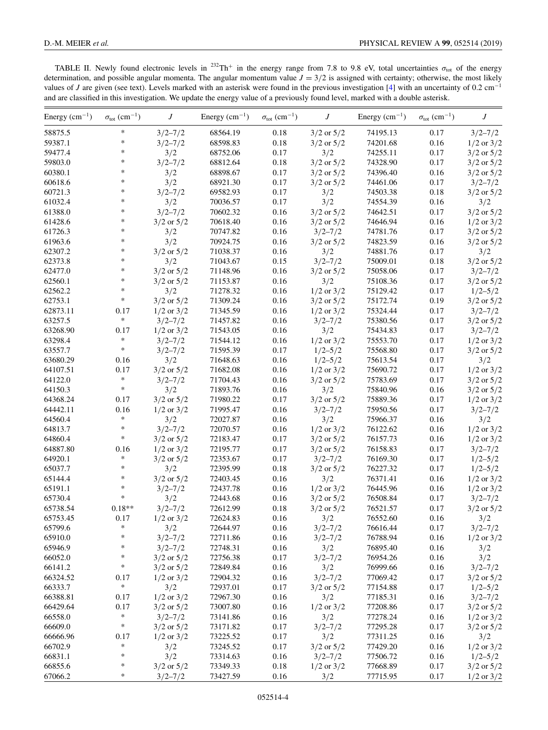TABLE II. Newly found electronic levels in $^{232}Th^{+}$ in the energy range from 7.8 to 9.8 eV, total uncertainties $\sigma_{tot}$ of the energy determination, and possible angular momenta. The angular momentum value $J = 3/2$ is assigned with certainty; otherwise, the most likely values of $J$ are given (see text). Levels marked with an asterisk were found in the previous investigation [4] with an uncertainty of 0.2 $cm^{-1}$ and are classified in this investigation. We update the energy value of a previously found level, marked with a double asterisk.

| Energy ($cm^{-1}$) | $\sigma_{tot}$ ($cm^{-1}$) | $J$ | Energy ($cm^{-1}$) | $\sigma_{tot}$ ($cm^{-1}$) | $J$ | Energy ($cm^{-1}$) | $\sigma_{tot}$ ($cm^{-1}$) | $J$ |
|---|---|---|---|---|---|---|---|---|
| 58875.5 | * | 3/2–7/2 | 68564.19 | 0.18 | 3/2 or 5/2 | 74195.13 | 0.17 | 3/2–7/2 |
| 59387.1 | * | 3/2–7/2 | 68598.83 | 0.18 | 3/2 or 5/2 | 74201.68 | 0.16 | 1/2 or 3/2 |
| 59477.4 | * | 3/2 | 68752.06 | 0.17 | 3/2 | 74255.11 | 0.17 | 3/2 or 5/2 |
| 59803.0 | * | 3/2–7/2 | 68812.64 | 0.18 | 3/2 or 5/2 | 74328.90 | 0.17 | 3/2 or 5/2 |
| 60380.1 | * | 3/2 | 68898.67 | 0.17 | 3/2 or 5/2 | 74396.40 | 0.16 | 3/2 or 5/2 |
| 60618.6 | * | 3/2 | 68921.30 | 0.17 | 3/2 or 5/2 | 74461.06 | 0.17 | 3/2–7/2 |
| 60721.3 | * | 3/2–7/2 | 69582.93 | 0.17 | 3/2 | 74503.38 | 0.18 | 3/2 or 5/2 |
| 61032.4 | * | 3/2 | 70036.57 | 0.17 | 3/2 | 74554.39 | 0.16 | 3/2 |
| 61388.0 | * | 3/2–7/2 | 70602.32 | 0.16 | 3/2 or 5/2 | 74642.51 | 0.17 | 3/2 or 5/2 |
| 61428.6 | * | 3/2 or 5/2 | 70618.40 | 0.16 | 3/2 or 5/2 | 74646.94 | 0.16 | 1/2 or 3/2 |
| 61726.3 | * | 3/2 | 70747.82 | 0.16 | 3/2–7/2 | 74781.76 | 0.17 | 3/2 or 5/2 |
| 61963.6 | * | 3/2 | 70924.75 | 0.16 | 3/2 or 5/2 | 74823.59 | 0.16 | 3/2 or 5/2 |
| 62307.2 | * | 3/2 or 5/2 | 71038.37 | 0.16 | 3/2 | 74881.76 | 0.17 | 3/2 |
| 62373.8 | * | 3/2 | 71043.67 | 0.15 | 3/2–7/2 | 75009.01 | 0.18 | 3/2 or 5/2 |
| 62477.0 | * | 3/2 or 5/2 | 71148.96 | 0.16 | 3/2 or 5/2 | 75058.06 | 0.17 | 3/2–7/2 |
| 62560.1 | * | 3/2 or 5/2 | 71153.87 | 0.16 | 3/2 | 75108.36 | 0.17 | 3/2 or 5/2 |
| 62562.2 | * | 3/2 | 71278.32 | 0.16 | 1/2 or 3/2 | 75129.42 | 0.17 | 1/2–5/2 |
| 62753.1 | * | 3/2 or 5/2 | 71309.24 | 0.16 | 3/2 or 5/2 | 75172.74 | 0.19 | 3/2 or 5/2 |
| 62873.11 | 0.17 | 1/2 or 3/2 | 71345.59 | 0.16 | 1/2 or 3/2 | 75324.44 | 0.17 | 3/2–7/2 |
| 63257.5 | * | 3/2–7/2 | 71457.82 | 0.16 | 3/2–7/2 | 75380.56 | 0.17 | 3/2 or 5/2 |
| 63268.90 | 0.17 | 1/2 or 3/2 | 71543.05 | 0.16 | 3/2 | 75434.83 | 0.17 | 3/2–7/2 |
| 63298.4 | * | 3/2–7/2 | 71544.12 | 0.16 | 1/2 or 3/2 | 75553.70 | 0.17 | 1/2 or 3/2 |
| 63557.7 | * | 3/2–7/2 | 71595.39 | 0.17 | 1/2–5/2 | 75568.80 | 0.17 | 3/2 or 5/2 |
| 63680.29 | 0.16 | 3/2 | 71648.63 | 0.16 | 1/2–5/2 | 75613.54 | 0.17 | 3/2 |
| 64107.51 | 0.17 | 3/2 or 5/2 | 71682.08 | 0.16 | 1/2 or 3/2 | 75690.72 | 0.17 | 1/2 or 3/2 |
| 64122.0 | * | 3/2–7/2 | 71704.43 | 0.16 | 3/2 or 5/2 | 75783.69 | 0.17 | 3/2 or 5/2 |
| 64150.3 | * | 3/2 | 71893.76 | 0.16 | 3/2 | 75840.96 | 0.16 | 3/2 or 5/2 |
| 64368.24 | 0.17 | 3/2 or 5/2 | 71980.22 | 0.17 | 3/2 or 5/2 | 75889.36 | 0.17 | 1/2 or 3/2 |
| 64442.11 | 0.16 | 1/2 or 3/2 | 71995.47 | 0.16 | 3/2–7/2 | 75950.56 | 0.17 | 3/2–7/2 |
| 64560.4 | * | 3/2 | 72027.87 | 0.16 | 3/2 | 75966.37 | 0.16 | 3/2 |
| 64813.7 | * | 3/2–7/2 | 72070.57 | 0.16 | 1/2 or 3/2 | 76122.62 | 0.16 | 1/2 or 3/2 |
| 64860.4 | * | 3/2 or 5/2 | 72183.47 | 0.17 | 3/2 or 5/2 | 76157.73 | 0.16 | 1/2 or 3/2 |
| 64887.80 | 0.16 | 1/2 or 3/2 | 72195.77 | 0.17 | 3/2 or 5/2 | 76158.83 | 0.17 | 3/2–7/2 |
| 64920.1 | * | 3/2 or 5/2 | 72353.67 | 0.17 | 3/2–7/2 | 76169.30 | 0.17 | 1/2–5/2 |
| 65037.7 | * | 3/2 | 72395.99 | 0.18 | 3/2 or 5/2 | 76227.32 | 0.17 | 1/2–5/2 |
| 65144.4 | * | 3/2 or 5/2 | 72403.45 | 0.16 | 3/2 | 76371.41 | 0.16 | 1/2 or 3/2 |
| 65191.1 | * | 3/2–7/2 | 72437.78 | 0.16 | 1/2 or 3/2 | 76445.96 | 0.16 | 1/2 or 3/2 |
| 65730.4 | * | 3/2 | 72443.68 | 0.16 | 3/2 or 5/2 | 76508.84 | 0.17 | 3/2–7/2 |
| 65738.54 | 0.18** | 3/2–7/2 | 72612.99 | 0.18 | 3/2 or 5/2 | 76521.57 | 0.17 | 3/2 or 5/2 |
| 65753.45 | 0.17 | 1/2 or 3/2 | 72624.83 | 0.16 | 3/2 | 76552.60 | 0.16 | 3/2 |
| 65799.6 | * | 3/2 | 72644.97 | 0.16 | 3/2–7/2 | 76616.44 | 0.17 | 3/2–7/2 |
| 65910.0 | * | 3/2–7/2 | 72711.86 | 0.16 | 3/2–7/2 | 76788.94 | 0.16 | 1/2 or 3/2 |
| 65946.9 | * | 3/2–7/2 | 72748.31 | 0.16 | 3/2 | 76895.40 | 0.16 | 3/2 |
| 66052.0 | * | 3/2 or 5/2 | 72756.38 | 0.17 | 3/2–7/2 | 76954.26 | 0.16 | 3/2 |
| 66141.2 | * | 3/2 or 5/2 | 72849.84 | 0.16 | 3/2 | 76999.66 | 0.16 | 3/2–7/2 |
| 66324.52 | 0.17 | 1/2 or 3/2 | 72904.32 | 0.16 | 3/2–7/2 | 77069.42 | 0.17 | 3/2 or 5/2 |
| 66333.7 | * | 3/2 | 72937.01 | 0.17 | 3/2 or 5/2 | 77154.88 | 0.17 | 1/2–5/2 |
| 66388.81 | 0.17 | 1/2 or 3/2 | 72967.30 | 0.16 | 3/2 | 77185.31 | 0.16 | 3/2–7/2 |
| 66429.64 | 0.17 | 3/2 or 5/2 | 73007.80 | 0.16 | 1/2 or 3/2 | 77208.86 | 0.17 | 3/2 or 5/2 |
| 66558.0 | * | 3/2–7/2 | 73141.86 | 0.16 | 3/2 | 77278.24 | 0.16 | 1/2 or 3/2 |
| 66609.0 | * | 3/2 or 5/2 | 73171.82 | 0.17 | 3/2–7/2 | 77295.28 | 0.17 | 3/2 or 5/2 |
| 66666.96 | 0.17 | 1/2 or 3/2 | 73225.52 | 0.17 | 3/2 | 77311.25 | 0.16 | 3/2 |
| 66702.9 | * | 3/2 | 73245.52 | 0.17 | 3/2 or 5/2 | 77429.20 | 0.16 | 1/2 or 3/2 |
| 66831.1 | * | 3/2 | 73314.63 | 0.16 | 3/2–7/2 | 77506.72 | 0.16 | 1/2–5/2 |
| 66855.6 | * | 3/2 or 5/2 | 73349.33 | 0.18 | 1/2 or 3/2 | 77668.89 | 0.17 | 3/2 or 5/2 |
| 67066.2 | * | 3/2–7/2 | 73427.59 | 0.16 | 3/2 | 77715.95 | 0.17 | 1/2 or 3/2 |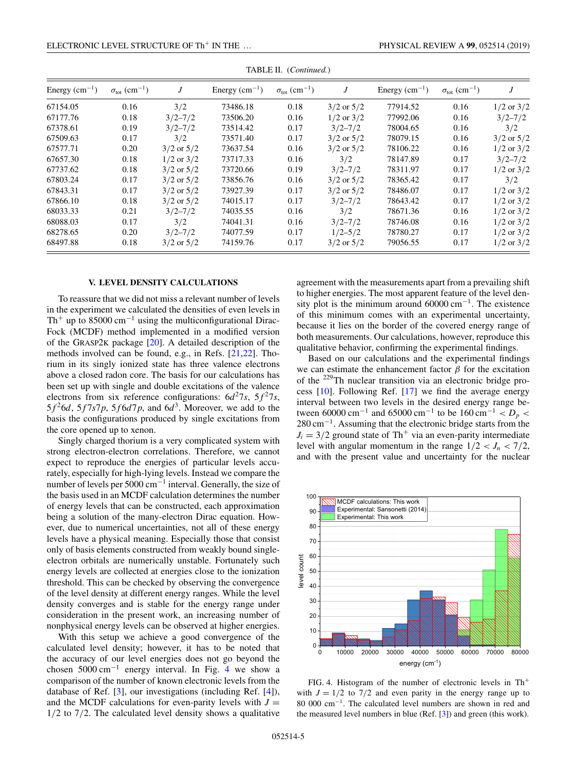TABLE II. (*Continued.*)

| Energy (cm$^{-1}$) | $\sigma_{tot}$ (cm$^{-1}$) | $J$ | Energy (cm$^{-1}$) | $\sigma_{tot}$ (cm$^{-1}$) | $J$ | Energy (cm$^{-1}$) | $\sigma_{tot}$ (cm$^{-1}$) | $J$ |
|---|---|---|---|---|---|---|---|---|
| 67154.05 | 0.16 | 3/2 | 73486.18 | 0.18 | 3/2 or 5/2 | 77914.52 | 0.16 | 1/2 or 3/2 |
| 67177.76 | 0.18 | 3/2–7/2 | 73506.20 | 0.16 | 1/2 or 3/2 | 77992.06 | 0.16 | 3/2–7/2 |
| 67378.61 | 0.19 | 3/2–7/2 | 73514.42 | 0.17 | 3/2–7/2 | 78004.65 | 0.16 | 3/2 |
| 67509.63 | 0.17 | 3/2 | 73571.40 | 0.17 | 3/2 or 5/2 | 78079.15 | 0.16 | 3/2 or 5/2 |
| 67577.71 | 0.20 | 3/2 or 5/2 | 73637.54 | 0.16 | 3/2 or 5/2 | 78106.22 | 0.16 | 1/2 or 3/2 |
| 67657.30 | 0.18 | 1/2 or 3/2 | 73717.33 | 0.16 | 3/2 | 78147.89 | 0.17 | 3/2–7/2 |
| 67737.62 | 0.18 | 3/2 or 5/2 | 73720.66 | 0.19 | 3/2–7/2 | 78311.97 | 0.17 | 1/2 or 3/2 |
| 67803.24 | 0.17 | 3/2 or 5/2 | 73856.76 | 0.16 | 3/2 or 5/2 | 78365.42 | 0.17 | 3/2 |
| 67843.31 | 0.17 | 3/2 or 5/2 | 73927.39 | 0.17 | 3/2 or 5/2 | 78486.07 | 0.17 | 1/2 or 3/2 |
| 67866.10 | 0.18 | 3/2 or 5/2 | 74015.17 | 0.17 | 3/2–7/2 | 78643.42 | 0.17 | 1/2 or 3/2 |
| 68033.33 | 0.21 | 3/2–7/2 | 74035.55 | 0.16 | 3/2 | 78671.36 | 0.16 | 1/2 or 3/2 |
| 68088.03 | 0.17 | 3/2 | 74041.31 | 0.16 | 3/2–7/2 | 78746.08 | 0.16 | 1/2 or 3/2 |
| 68278.65 | 0.20 | 3/2–7/2 | 74077.59 | 0.17 | 1/2–5/2 | 78780.27 | 0.17 | 1/2 or 3/2 |
| 68497.88 | 0.18 | 3/2 or 5/2 | 74159.76 | 0.17 | 3/2 or 5/2 | 79056.55 | 0.17 | 1/2 or 3/2 |

## V. LEVEL DENSITY CALCULATIONS

To reassure that we did not miss a relevant number of levels in the experiment we calculated the densities of even levels in $Th^+$ up to 85000 cm$^{-1}$ using the multiconfigurational Dirac-Fock (MCDF) method implemented in a modified version of the GRASP2K package [20]. A detailed description of the methods involved can be found, e.g., in Refs. [21,22]. Thorium in its singly ionized state has three valence electrons above a closed radon core. The basis for our calculations has been set up with single and double excitations of the valence electrons from six reference configurations: $6d^27s$, $5f^27s$, $5f^26d$, $5f7s7p$, $5f6d7p$, and $6d^3$. Moreover, we add to the basis the configurations produced by single excitations from the core opened up to xenon.

Singly charged thorium is a very complicated system with strong electron-electron correlations. Therefore, we cannot expect to reproduce the energies of particular levels accurately, especially for high-lying levels. Instead we compare the number of levels per 5000 cm$^{-1}$ interval. Generally, the size of the basis used in an MCDF calculation determines the number of energy levels that can be constructed, each approximation being a solution of the many-electron Dirac equation. However, due to numerical uncertainties, not all of these energy levels have a physical meaning. Especially those that consist only of basis elements constructed from weakly bound single-electron orbitals are numerically unstable. Fortunately such energy levels are collected at energies close to the ionization threshold. This can be checked by observing the convergence of the level density at different energy ranges. While the level density converges and is stable for the energy range under consideration in the present work, an increasing number of nonphysical energy levels can be observed at higher energies.

With this setup we achieve a good convergence of the calculated level density; however, it has to be noted that the accuracy of our level energies does not go beyond the chosen 5000 cm$^{-1}$ energy interval. In Fig. 4 we show a comparison of the number of known electronic levels from the database of Ref. [3], our investigations (including Ref. [4]), and the MCDF calculations for even-parity levels with $J = 1/2$ to $7/2$. The calculated level density shows a qualitative agreement with the measurements apart from a prevailing shift to higher energies. The most apparent feature of the level density plot is the minimum around 60000 cm$^{-1}$. The existence of this minimum comes with an experimental uncertainty, because it lies on the border of the covered energy range of both measurements. Our calculations, however, reproduce this qualitative behavior, confirming the experimental findings.

Based on our calculations and the experimental findings we can estimate the enhancement factor $\beta$ for the excitation of the $^{229}$Th nuclear transition via an electronic bridge process [10]. Following Ref. [17] we find the average energy interval between two levels in the desired energy range between 60000 cm$^{-1}$ and 65000 cm$^{-1}$ to be 160 cm$^{-1}$ $< D_p <$ 280 cm$^{-1}$. Assuming that the electronic bridge starts from the $J_i = 3/2$ ground state of $Th^+$ via an even-parity intermediate level with angular momentum in the range $1/2 < J_n < 7/2$, and with the present value and uncertainty for the nuclear

FIG. 4. Histogram of the number of electronic levels in $Th^+$ with $J = 1/2$ to $7/2$ and even parity in the energy range up to 80 000 cm$^{-1}$. The calculated level numbers are shown in red and the measured level numbers in blue (Ref. [3]) and green (this work).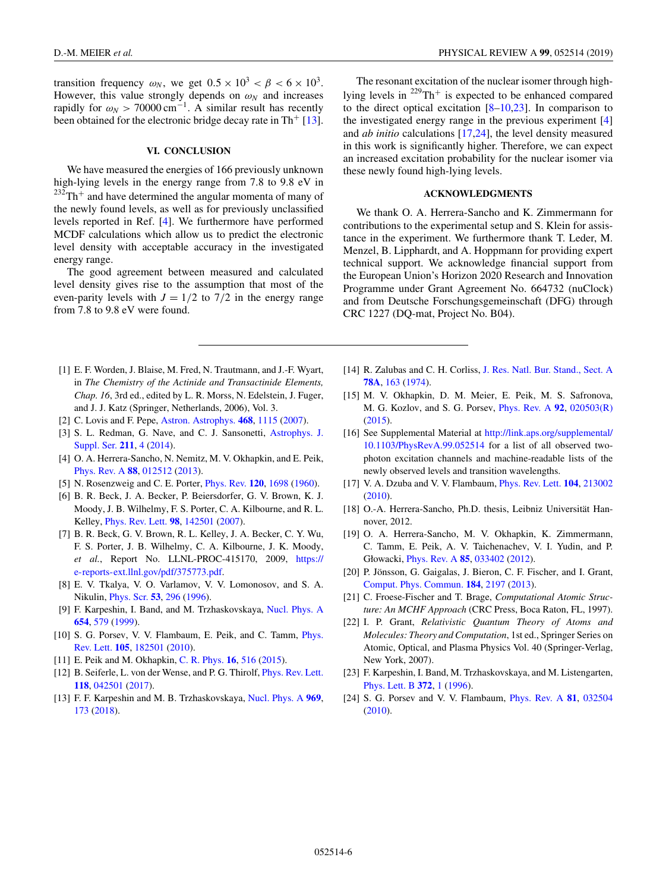transition frequency $\omega_N$, we get $0.5 \times 10^3 < \beta < 6 \times 10^3$. However, this value strongly depends on $\omega_N$ and increases rapidly for $\omega_N > 70000\,\text{cm}^{-1}$. A similar result has recently been obtained for the electronic bridge decay rate in $\text{Th}^+$ [13].

## VI. CONCLUSION

We have measured the energies of 166 previously unknown high-lying levels in the energy range from 7.8 to 9.8 eV in $^{232}\text{Th}^+$ and have determined the angular momenta of many of the newly found levels, as well as for previously unclassified levels reported in Ref. [4]. We furthermore have performed MCDF calculations which allow us to predict the electronic level density with acceptable accuracy in the investigated energy range.

The good agreement between measured and calculated level density gives rise to the assumption that most of the even-parity levels with $J = 1/2$ to $7/2$ in the energy range from 7.8 to 9.8 eV were found.

The resonant excitation of the nuclear isomer through high-lying levels in $^{229}\text{Th}^+$ is expected to be enhanced compared to the direct optical excitation [8–10,23]. In comparison to the investigated energy range in the previous experiment [4] and *ab initio* calculations [17,24], the level density measured in this work is significantly higher. Therefore, we can expect an increased excitation probability for the nuclear isomer via these newly found high-lying levels.

## ACKNOWLEDGMENTS

We thank O. A. Herrera-Sancho and K. Zimmermann for contributions to the experimental setup and S. Klein for assistance in the experiment. We furthermore thank T. Leder, M. Menzel, B. Lipphardt, and A. Hoppmann for providing expert technical support. We acknowledge financial support from the European Union's Horizon 2020 Research and Innovation Programme under Grant Agreement No. 664732 (nuClock) and from Deutsche Forschungsgemeinschaft (DFG) through CRC 1227 (DQ-mat, Project No. B04).

---

[1] E. F. Worden, J. Blaise, M. Fred, N. Trautmann, and J.-F. Wyart, in *The Chemistry of the Actinide and Transactinide Elements, Chap. 16*, 3rd ed., edited by L. R. Morss, N. Edelstein, J. Fuger, and J. J. Katz (Springer, Netherlands, 2006), Vol. 3.

[2] C. Lovis and F. Pepe, Astron. Astrophys. **468**, 1115 (2007).

[3] S. L. Redman, G. Nave, and C. J. Sansonetti, Astrophys. J. Suppl. Ser. **211**, 4 (2014).

[4] O. A. Herrera-Sancho, N. Nemitz, M. V. Okhapkin, and E. Peik, Phys. Rev. A **88**, 012512 (2013).

[5] N. Rosenzweig and C. E. Porter, Phys. Rev. **120**, 1698 (1960).

[6] B. R. Beck, J. A. Becker, P. Beiersdorfer, G. V. Brown, K. J. Moody, J. B. Wilhelmy, F. S. Porter, C. A. Kilbourne, and R. L. Kelley, Phys. Rev. Lett. **98**, 142501 (2007).

[7] B. R. Beck, G. V. Brown, R. L. Kelley, J. A. Becker, C. Y. Wu, F. S. Porter, J. B. Wilhelmy, C. A. Kilbourne, J. K. Moody, *et al.*, Report No. LLNL-PROC-415170, 2009, https://e-reports-ext.llnl.gov/pdf/375773.pdf.

[8] E. V. Tkalya, V. O. Varlamov, V. V. Lomonosov, and S. A. Nikulin, Phys. Scr. **53**, 296 (1996).

[9] F. Karpeshin, I. Band, and M. Trzhaskovskaya, Nucl. Phys. A **654**, 579 (1999).

[10] S. G. Porsev, V. V. Flambaum, E. Peik, and C. Tamm, Phys. Rev. Lett. **105**, 182501 (2010).

[11] E. Peik and M. Okhapkin, C. R. Phys. **16**, 516 (2015).

[12] B. Seiferle, L. von der Wense, and P. G. Thirolf, Phys. Rev. Lett. **118**, 042501 (2017).

[13] F. F. Karpeshin and M. B. Trzhaskovskaya, Nucl. Phys. A **969**, 173 (2018).

[14] R. Zalubas and C. H. Corliss, J. Res. Natl. Bur. Stand., Sect. A **78A**, 163 (1974).

[15] M. V. Okhapkin, D. M. Meier, E. Peik, M. S. Safronova, M. G. Kozlov, and S. G. Porsev, Phys. Rev. A **92**, 020503(R) (2015).

[16] See Supplemental Material at http://link.aps.org/supplemental/10.1103/PhysRevA.99.052514 for a list of all observed two-photon excitation channels and machine-readable lists of the newly observed levels and transition wavelengths.

[17] V. A. Dzuba and V. V. Flambaum, Phys. Rev. Lett. **104**, 213002 (2010).

[18] O.-A. Herrera-Sancho, Ph.D. thesis, Leibniz Universität Hannover, 2012.

[19] O. A. Herrera-Sancho, M. V. Okhapkin, K. Zimmermann, C. Tamm, E. Peik, A. V. Taichenachev, V. I. Yudin, and P. Głowacki, Phys. Rev. A **85**, 033402 (2012).

[20] P. Jönsson, G. Gaigalas, J. Bieron, C. F. Fischer, and I. Grant, Comput. Phys. Commun. **184**, 2197 (2013).

[21] C. Froese-Fischer and T. Brage, *Computational Atomic Structure: An MCHF Approach* (CRC Press, Boca Raton, FL, 1997).

[22] I. P. Grant, *Relativistic Quantum Theory of Atoms and Molecules: Theory and Computation*, 1st ed., Springer Series on Atomic, Optical, and Plasma Physics Vol. 40 (Springer-Verlag, New York, 2007).

[23] F. Karpeshin, I. Band, M. Trzhaskovskaya, and M. Listengarten, Phys. Lett. B **372**, 1 (1996).

[24] S. G. Porsev and V. V. Flambaum, Phys. Rev. A **81**, 032504 (2010).